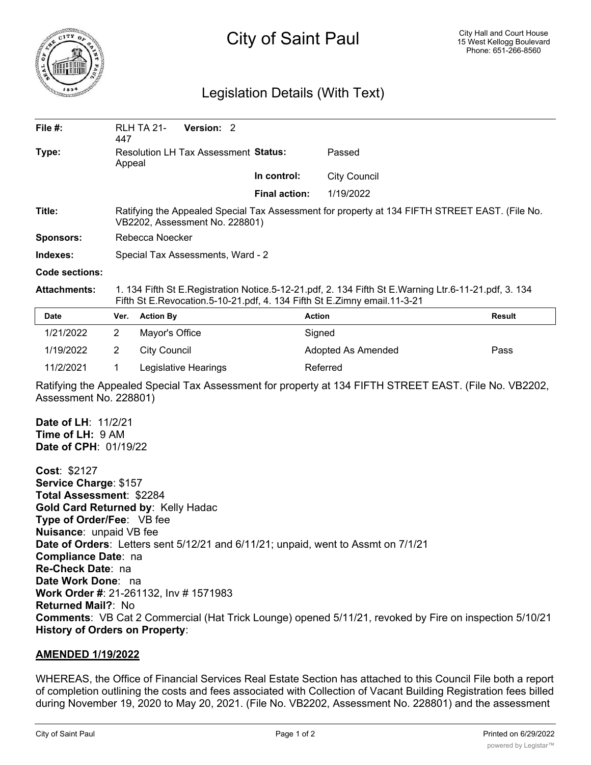# City of Saint Paul

City Hall and Court House
15 West Kellogg Boulevard
Phone: 651-266-8560

## Legislation Details (With Text)

| | | | |
|---|---|---|---|
| **File #:** | RLH TA 21-447 **Version:** 2 | | |
| **Type:** | Resolution LH Tax Assessment Appeal | **Status:** | Passed |
| | | **In control:** | City Council |
| | | **Final action:** | 1/19/2022 |
| **Title:** | Ratifying the Appealed Special Tax Assessment for property at 134 FIFTH STREET EAST. (File No. VB2202, Assessment No. 228801) | | |
| **Sponsors:** | Rebecca Noecker | | |
| **Indexes:** | Special Tax Assessments, Ward - 2 | | |
| **Code sections:** | | | |
| **Attachments:** | 1. 134 Fifth St E.Registration Notice.5-12-21.pdf, 2. 134 Fifth St E.Warning Ltr.6-11-21.pdf, 3. 134 Fifth St E.Revocation.5-10-21.pdf, 4. 134 Fifth St E.Zimny email.11-3-21 | | |

| Date | Ver. | Action By | Action | Result |
|---|---|---|---|---|
| 1/21/2022 | 2 | Mayor's Office | Signed | |
| 1/19/2022 | 2 | City Council | Adopted As Amended | Pass |
| 11/2/2021 | 1 | Legislative Hearings | Referred | |

Ratifying the Appealed Special Tax Assessment for property at 134 FIFTH STREET EAST. (File No. VB2202, Assessment No. 228801)

**Date of LH**: 11/2/21
**Time of LH:** 9 AM
**Date of CPH**: 01/19/22

**Cost**: $2127
**Service Charge**: $157
**Total Assessment**: $2284
**Gold Card Returned by**: Kelly Hadac
**Type of Order/Fee**: VB fee
**Nuisance**: unpaid VB fee
**Date of Orders**: Letters sent 5/12/21 and 6/11/21; unpaid, went to Assmt on 7/1/21
**Compliance Date**: na
**Re-Check Date**: na
**Date Work Done**: na
**Work Order #**: 21-261132, Inv # 1571983
**Returned Mail?**: No
**Comments**: VB Cat 2 Commercial (Hat Trick Lounge) opened 5/11/21, revoked by Fire on inspection 5/10/21
**History of Orders on Property**:

**AMENDED 1/19/2022**

WHEREAS, the Office of Financial Services Real Estate Section has attached to this Council File both a report of completion outlining the costs and fees associated with Collection of Vacant Building Registration fees billed during November 19, 2020 to May 20, 2021. (File No. VB2202, Assessment No. 228801) and the assessment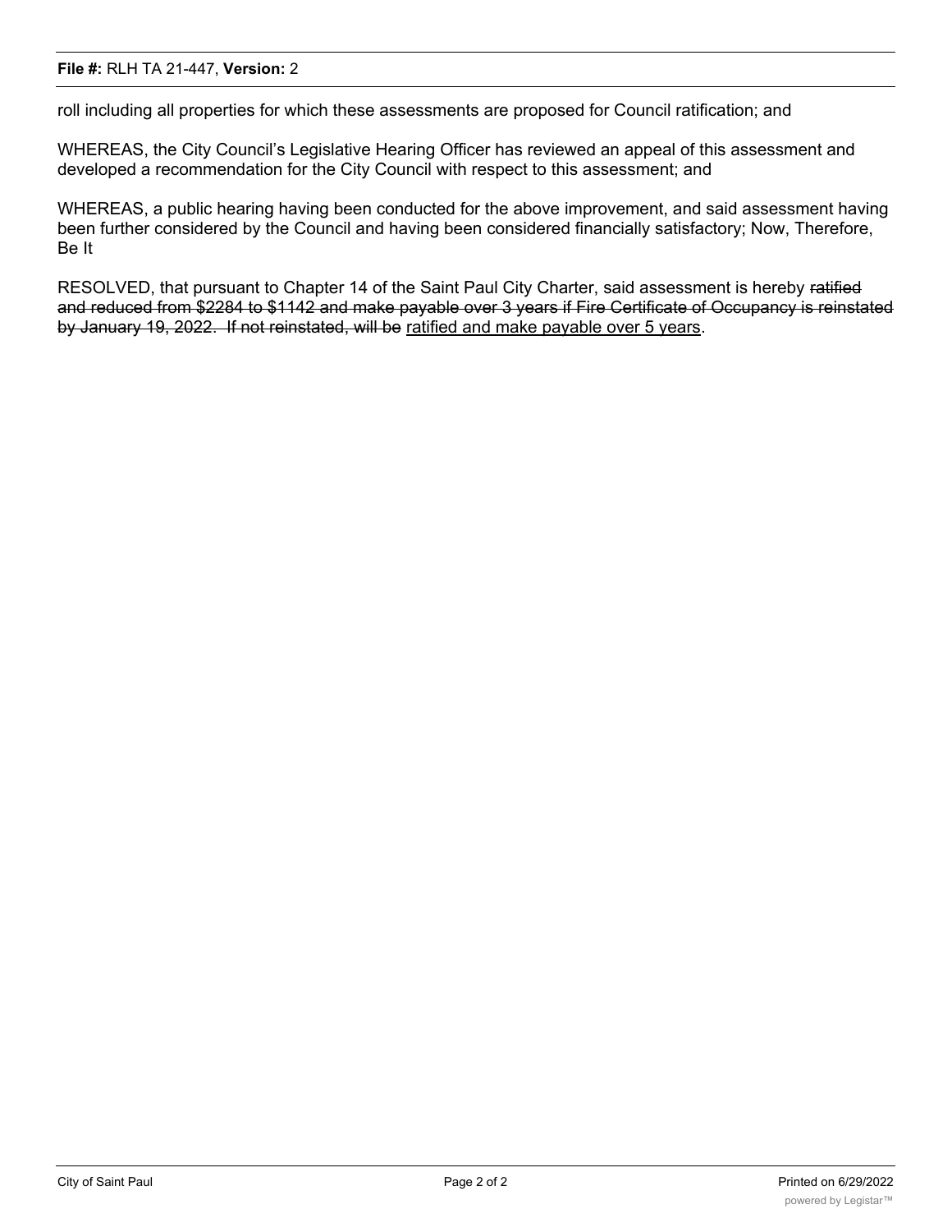roll including all properties for which these assessments are proposed for Council ratification; and

WHEREAS, the City Council's Legislative Hearing Officer has reviewed an appeal of this assessment and developed a recommendation for the City Council with respect to this assessment; and

WHEREAS, a public hearing having been conducted for the above improvement, and said assessment having been further considered by the Council and having been considered financially satisfactory; Now, Therefore, Be It

RESOLVED, that pursuant to Chapter 14 of the Saint Paul City Charter, said assessment is hereby ~~ratified and reduced from $2284 to $1142 and make payable over 3 years if Fire Certificate of Occupancy is reinstated by January 19, 2022. If not reinstated, will be~~ <u>ratified and make payable over 5 years</u>.